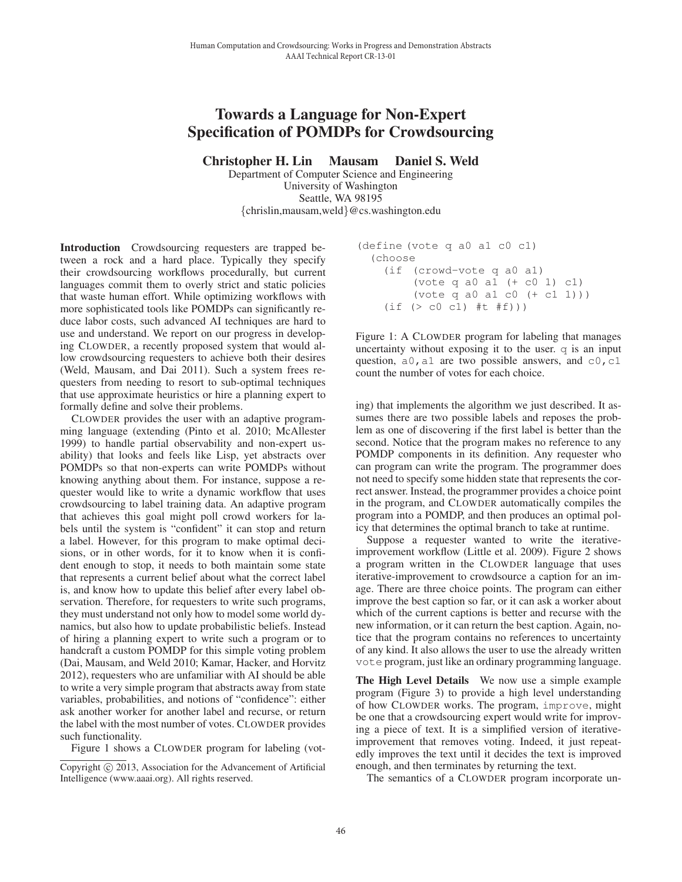# Towards a Language for Non-Expert Specification of POMDPs for Crowdsourcing

**Christopher H. Lin Mausam Daniel S. Weld**

Department of Computer Science and Engineering
University of Washington
Seattle, WA 98195
{chrislin,mausam,weld}@cs.washington.edu

**Introduction** Crowdsourcing requesters are trapped between a rock and a hard place. Typically they specify their crowdsourcing workflows procedurally, but current languages commit them to overly strict and static policies that waste human effort. While optimizing workflows with more sophisticated tools like POMDPs can significantly reduce labor costs, such advanced AI techniques are hard to use and understand. We report on our progress in developing CLOWDER, a recently proposed system that would allow crowdsourcing requesters to achieve both their desires (Weld, Mausam, and Dai 2011). Such a system frees requesters from needing to resort to sub-optimal techniques that use approximate heuristics or hire a planning expert to formally define and solve their problems.

CLOWDER provides the user with an adaptive programming language (extending (Pinto et al. 2010; McAllester 1999) to handle partial observability and non-expert usability) that looks and feels like Lisp, yet abstracts over POMDPs so that non-experts can write POMDPs without knowing anything about them. For instance, suppose a requester would like to write a dynamic workflow that uses crowdsourcing to label training data. An adaptive program that achieves this goal might poll crowd workers for labels until the system is "confident" it can stop and return a label. However, for this program to make optimal decisions, or in other words, for it to know when it is confident enough to stop, it needs to both maintain some state that represents a current belief about what the correct label is, and know how to update this belief after every label observation. Therefore, for requesters to write such programs, they must understand not only how to model some world dynamics, but also how to update probabilistic beliefs. Instead of hiring a planning expert to write such a program or to handcraft a custom POMDP for this simple voting problem (Dai, Mausam, and Weld 2010; Kamar, Hacker, and Horvitz 2012), requesters who are unfamiliar with AI should be able to write a very simple program that abstracts away from state variables, probabilities, and notions of "confidence": either ask another worker for another label and recurse, or return the label with the most number of votes. CLOWDER provides such functionality.

Figure 1 shows a CLOWDER program for labeling (voting) that implements the algorithm we just described. It assumes there are two possible labels and reposes the problem as one of discovering if the first label is better than the second. Notice that the program makes no reference to any POMDP components in its definition. Any requester who can program can write the program. The programmer does not need to specify some hidden state that represents the correct answer. Instead, the programmer provides a choice point in the program, and CLOWDER automatically compiles the program into a POMDP, and then produces an optimal policy that determines the optimal branch to take at runtime.

```
(define (vote q a0 a1 c0 c1)
  (choose
    (if  (crowd-vote q a0 a1)
         (vote q a0 a1 (+ c0 1) c1)
         (vote q a0 a1 c0 (+ c1 1)))
    (if (> c0 c1) #t #f)))
```

Figure 1: A CLOWDER program for labeling that manages uncertainty without exposing it to the user. `q` is an input question, `a0,a1` are two possible answers, and `c0,c1` count the number of votes for each choice.

Suppose a requester wanted to write the iterative-improvement workflow (Little et al. 2009). Figure 2 shows a program written in the CLOWDER language that uses iterative-improvement to crowdsource a caption for an image. There are three choice points. The program can either improve the best caption so far, or it can ask a worker about which of the current captions is better and recurse with the new information, or it can return the best caption. Again, notice that the program contains no references to uncertainty of any kind. It also allows the user to use the already written `vote` program, just like an ordinary programming language.

**The High Level Details** We now use a simple example program (Figure 3) to provide a high level understanding of how CLOWDER works. The program, `improve`, might be one that a crowdsourcing expert would write for improving a piece of text. It is a simplified version of iterative-improvement that removes voting. Indeed, it just repeatedly improves the text until it decides the text is improved enough, and then terminates by returning the text.

The semantics of a CLOWDER program incorporate un-

Copyright © 2013, Association for the Advancement of Artificial Intelligence (www.aaai.org). All rights reserved.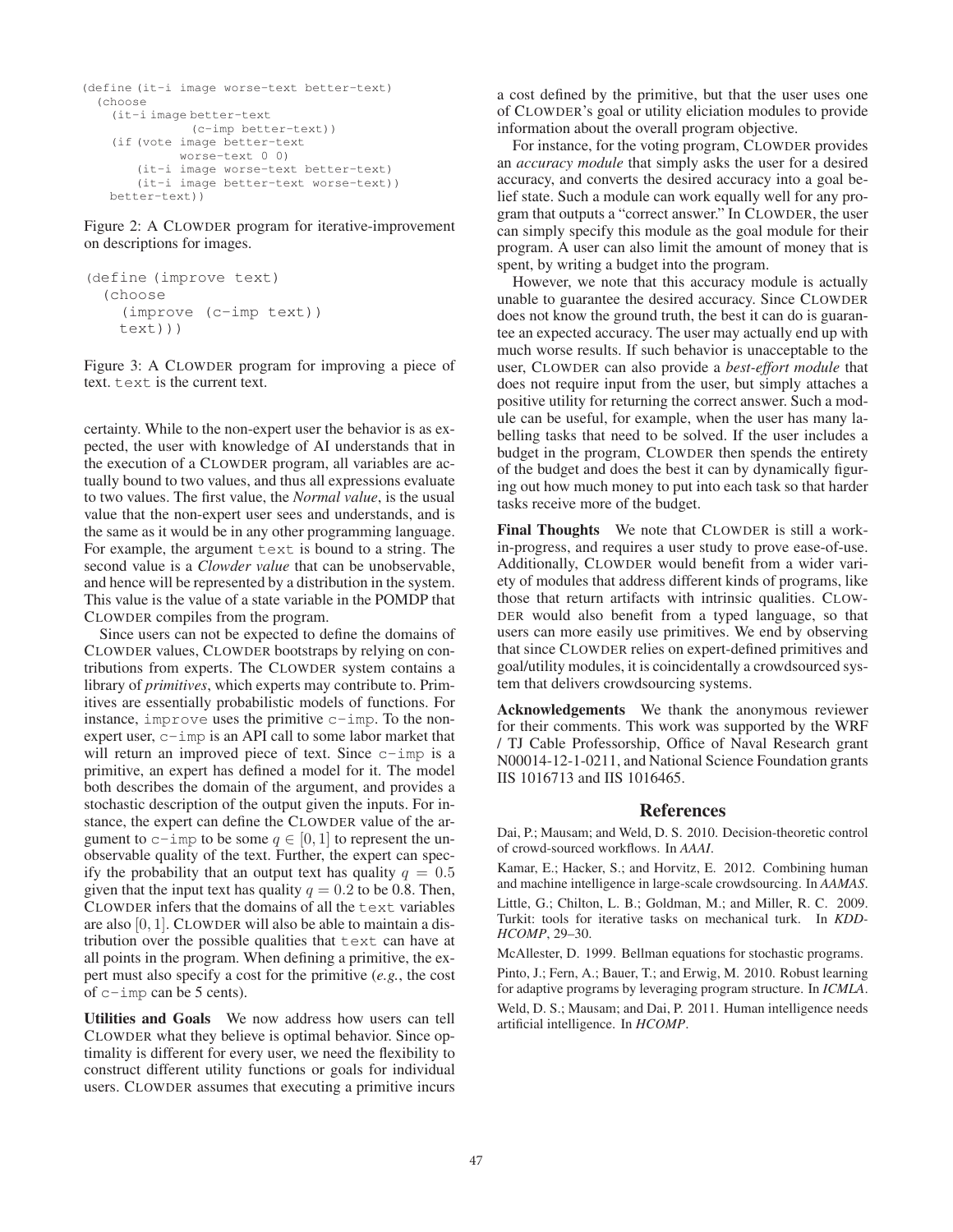```
(define (it-i image worse-text better-text)
  (choose
    (it-i image better-text
               (c-imp better-text))
    (if (vote image better-text
              worse-text 0 0)
        (it-i image worse-text better-text)
        (it-i image better-text worse-text))
    better-text))
```

Figure 2: A CLOWDER program for iterative-improvement on descriptions for images.

```
(define (improve text)
  (choose
    (improve (c-imp text))
    text)))
```

Figure 3: A CLOWDER program for improving a piece of text. `text` is the current text.

certainty. While to the non-expert user the behavior is as expected, the user with knowledge of AI understands that in the execution of a CLOWDER program, all variables are actually bound to two values, and thus all expressions evaluate to two values. The first value, the *Normal value*, is the usual value that the non-expert user sees and understands, and is the same as it would be in any other programming language. For example, the argument `text` is bound to a string. The second value is a *Clowder value* that can be unobservable, and hence will be represented by a distribution in the system. This value is the value of a state variable in the POMDP that CLOWDER compiles from the program.

Since users can not be expected to define the domains of CLOWDER values, CLOWDER bootstraps by relying on contributions from experts. The CLOWDER system contains a library of *primitives*, which experts may contribute to. Primitives are essentially probabilistic models of functions. For instance, `improve` uses the primitive `c-imp`. To the non-expert user, `c-imp` is an API call to some labor market that will return an improved piece of text. Since `c-imp` is a primitive, an expert has defined a model for it. The model both describes the domain of the argument, and provides a stochastic description of the output given the inputs. For instance, the expert can define the CLOWDER value of the argument to `c-imp` to be some $q \in [0, 1]$ to represent the unobservable quality of the text. Further, the expert can specify the probability that an output text has quality $q = 0.5$ given that the input text has quality $q = 0.2$ to be 0.8. Then, CLOWDER infers that the domains of all the `text` variables are also $[0, 1]$. CLOWDER will also be able to maintain a distribution over the possible qualities that `text` can have at all points in the program. When defining a primitive, the expert must also specify a cost for the primitive (*e.g.*, the cost of `c-imp` can be 5 cents).

**Utilities and Goals** We now address how users can tell CLOWDER what they believe is optimal behavior. Since optimality is different for every user, we need the flexibility to construct different utility functions or goals for individual users. CLOWDER assumes that executing a primitive incurs a cost defined by the primitive, but that the user uses one of CLOWDER's goal or utility eliciation modules to provide information about the overall program objective.

For instance, for the voting program, CLOWDER provides an *accuracy module* that simply asks the user for a desired accuracy, and converts the desired accuracy into a goal belief state. Such a module can work equally well for any program that outputs a "correct answer." In CLOWDER, the user can simply specify this module as the goal module for their program. A user can also limit the amount of money that is spent, by writing a budget into the program.

However, we note that this accuracy module is actually unable to guarantee the desired accuracy. Since CLOWDER does not know the ground truth, the best it can do is guarantee an expected accuracy. The user may actually end up with much worse results. If such behavior is unacceptable to the user, CLOWDER can also provide a *best-effort module* that does not require input from the user, but simply attaches a positive utility for returning the correct answer. Such a module can be useful, for example, when the user has many labelling tasks that need to be solved. If the user includes a budget in the program, CLOWDER then spends the entirety of the budget and does the best it can by dynamically figuring out how much money to put into each task so that harder tasks receive more of the budget.

**Final Thoughts** We note that CLOWDER is still a work-in-progress, and requires a user study to prove ease-of-use. Additionally, CLOWDER would benefit from a wider variety of modules that address different kinds of programs, like those that return artifacts with intrinsic qualities. CLOWDER would also benefit from a typed language, so that users can more easily use primitives. We end by observing that since CLOWDER relies on expert-defined primitives and goal/utility modules, it is coincidentally a crowdsourced system that delivers crowdsourcing systems.

**Acknowledgements** We thank the anonymous reviewer for their comments. This work was supported by the WRF / TJ Cable Professorship, Office of Naval Research grant N00014-12-1-0211, and National Science Foundation grants IIS 1016713 and IIS 1016465.

## References

Dai, P.; Mausam; and Weld, D. S. 2010. Decision-theoretic control of crowd-sourced workflows. In *AAAI*.

Kamar, E.; Hacker, S.; and Horvitz, E. 2012. Combining human and machine intelligence in large-scale crowdsourcing. In *AAMAS*.

Little, G.; Chilton, L. B.; Goldman, M.; and Miller, R. C. 2009. Turkit: tools for iterative tasks on mechanical turk. In *KDD-HCOMP*, 29–30.

McAllester, D. 1999. Bellman equations for stochastic programs.

Pinto, J.; Fern, A.; Bauer, T.; and Erwig, M. 2010. Robust learning for adaptive programs by leveraging program structure. In *ICMLA*.

Weld, D. S.; Mausam; and Dai, P. 2011. Human intelligence needs artificial intelligence. In *HCOMP*.